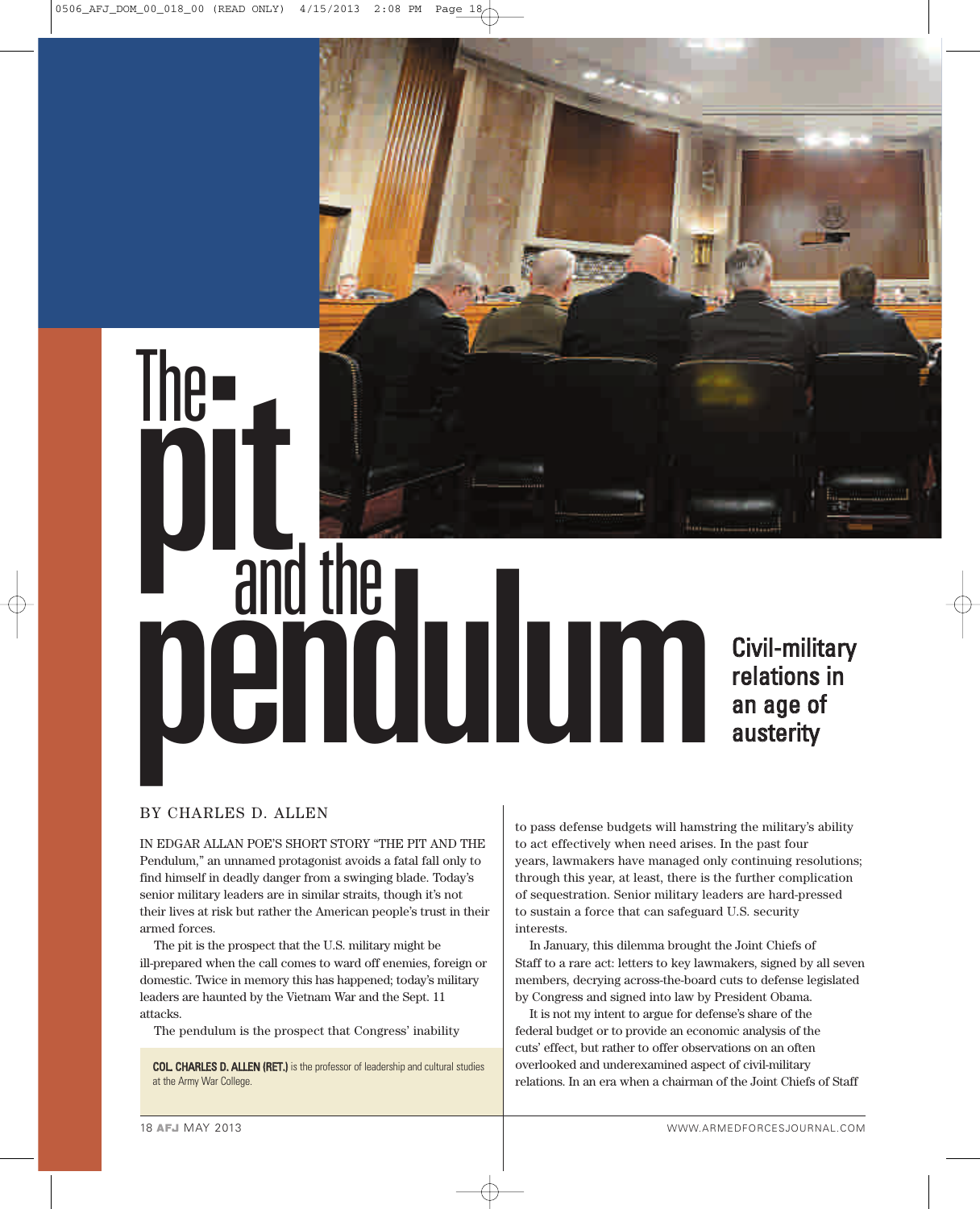# The pit and the pendulum

## Civil-military relations in an age of austerity

BY CHARLES D. ALLEN

IN EDGAR ALLAN POE'S SHORT STORY "THE PIT AND THE Pendulum," an unnamed protagonist avoids a fatal fall only to find himself in deadly danger from a swinging blade. Today's senior military leaders are in similar straits, though it's not their lives at risk but rather the American people's trust in their armed forces.

The pit is the prospect that the U.S. military might be ill-prepared when the call comes to ward off enemies, foreign or domestic. Twice in memory this has happened; today's military leaders are haunted by the Vietnam War and the Sept. 11 attacks.

The pendulum is the prospect that Congress' inability to pass defense budgets will hamstring the military's ability to act effectively when need arises. In the past four years, lawmakers have managed only continuing resolutions; through this year, at least, there is the further complication of sequestration. Senior military leaders are hard-pressed to sustain a force that can safeguard U.S. security interests.

In January, this dilemma brought the Joint Chiefs of Staff to a rare act: letters to key lawmakers, signed by all seven members, decrying across-the-board cuts to defense legislated by Congress and signed into law by President Obama.

It is not my intent to argue for defense's share of the federal budget or to provide an economic analysis of the cuts' effect, but rather to offer observations on an often overlooked and underexamined aspect of civil-military relations. In an era when a chairman of the Joint Chiefs of Staff

**COL. CHARLES D. ALLEN (RET.)** is the professor of leadership and cultural studies at the Army War College.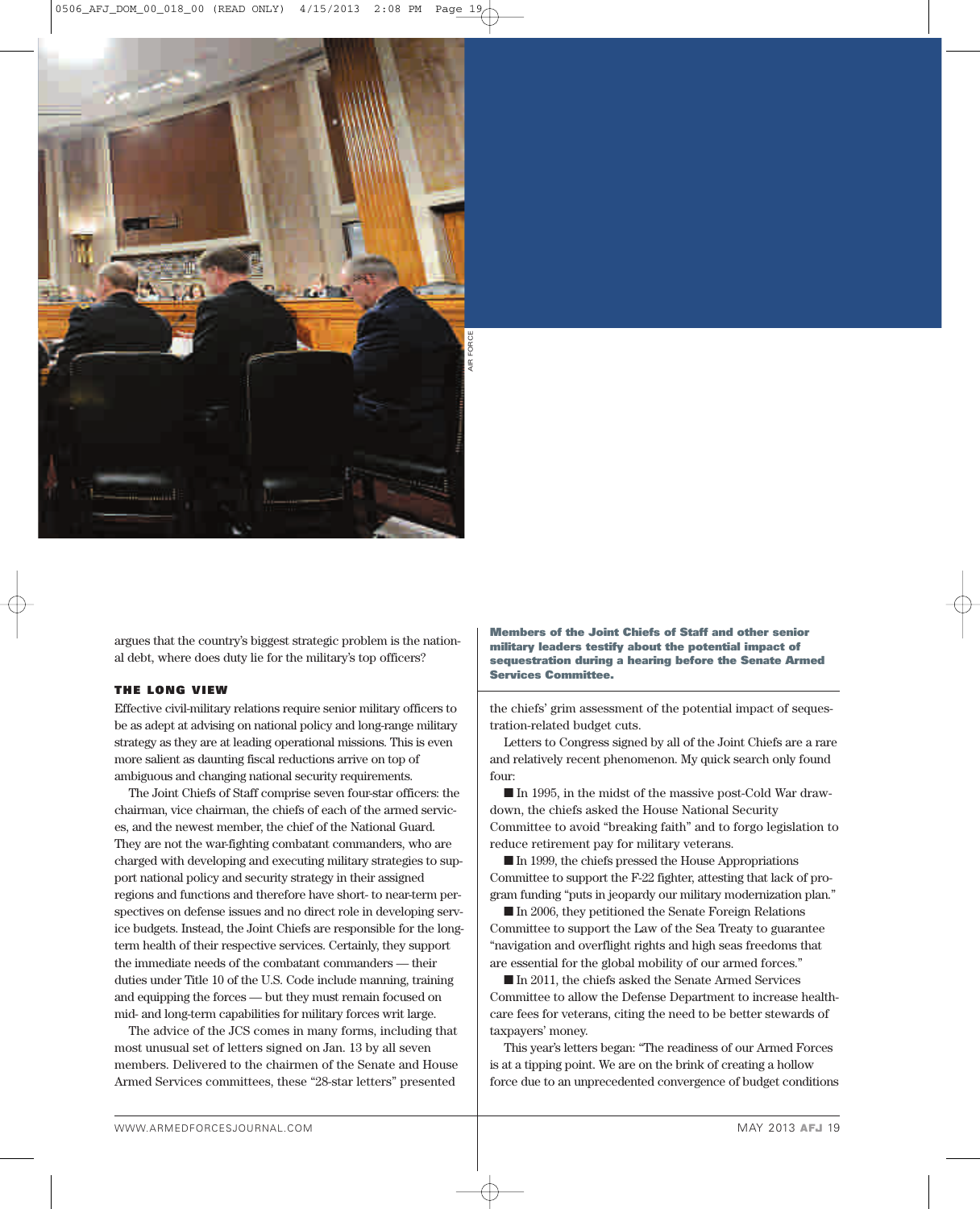argues that the country's biggest strategic problem is the national debt, where does duty lie for the military's top officers?

**Members of the Joint Chiefs of Staff and other senior military leaders testify about the potential impact of sequestration during a hearing before the Senate Armed Services Committee.**

### THE LONG VIEW

Effective civil-military relations require senior military officers to be as adept at advising on national policy and long-range military strategy as they are at leading operational missions. This is even more salient as daunting fiscal reductions arrive on top of ambiguous and changing national security requirements.

The Joint Chiefs of Staff comprise seven four-star officers: the chairman, vice chairman, the chiefs of each of the armed services, and the newest member, the chief of the National Guard. They are not the war-fighting combatant commanders, who are charged with developing and executing military strategies to support national policy and security strategy in their assigned regions and functions and therefore have short- to near-term perspectives on defense issues and no direct role in developing service budgets. Instead, the Joint Chiefs are responsible for the long-term health of their respective services. Certainly, they support the immediate needs of the combatant commanders — their duties under Title 10 of the U.S. Code include manning, training and equipping the forces — but they must remain focused on mid- and long-term capabilities for military forces writ large.

The advice of the JCS comes in many forms, including that most unusual set of letters signed on Jan. 13 by all seven members. Delivered to the chairmen of the Senate and House Armed Services committees, these "28-star letters" presented the chiefs' grim assessment of the potential impact of sequestration-related budget cuts.

Letters to Congress signed by all of the Joint Chiefs are a rare and relatively recent phenomenon. My quick search only found four:

- In 1995, in the midst of the massive post-Cold War drawdown, the chiefs asked the House National Security Committee to avoid "breaking faith" and to forgo legislation to reduce retirement pay for military veterans.
- In 1999, the chiefs pressed the House Appropriations Committee to support the F-22 fighter, attesting that lack of program funding "puts in jeopardy our military modernization plan."
- In 2006, they petitioned the Senate Foreign Relations Committee to support the Law of the Sea Treaty to guarantee "navigation and overflight rights and high seas freedoms that are essential for the global mobility of our armed forces."
- In 2011, the chiefs asked the Senate Armed Services Committee to allow the Defense Department to increase healthcare fees for veterans, citing the need to be better stewards of taxpayers' money.

This year's letters began: "The readiness of our Armed Forces is at a tipping point. We are on the brink of creating a hollow force due to an unprecedented convergence of budget conditions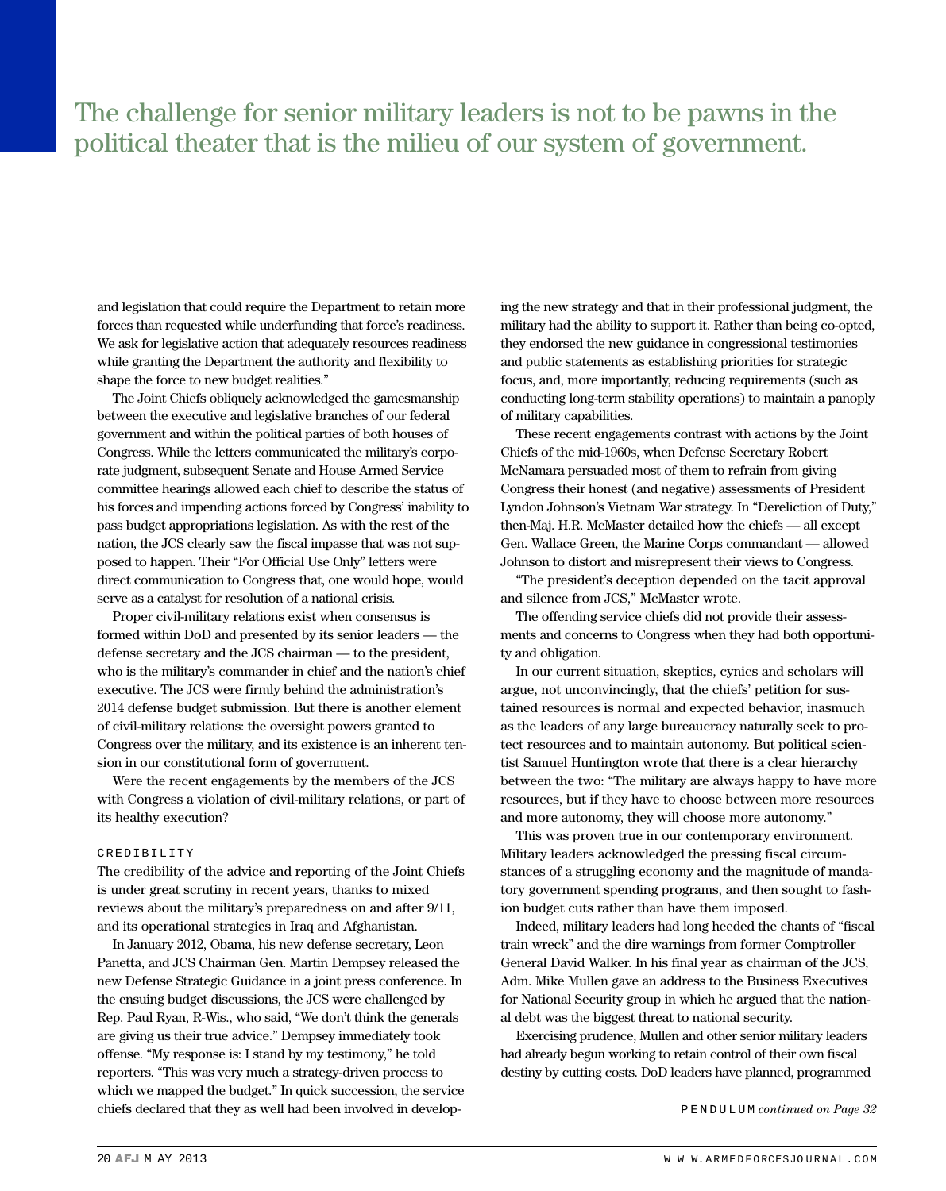> The challenge for senior military leaders is not to be pawns in the political theater that is the milieu of our system of government.

and legislation that could require the Department to retain more forces than requested while underfunding that force's readiness. We ask for legislative action that adequately resources readiness while granting the Department the authority and flexibility to shape the force to new budget realities."

The Joint Chiefs obliquely acknowledged the gamesmanship between the executive and legislative branches of our federal government and within the political parties of both houses of Congress. While the letters communicated the military's corporate judgment, subsequent Senate and House Armed Service committee hearings allowed each chief to describe the status of his forces and impending actions forced by Congress' inability to pass budget appropriations legislation. As with the rest of the nation, the JCS clearly saw the fiscal impasse that was not supposed to happen. Their "For Official Use Only" letters were direct communication to Congress that, one would hope, would serve as a catalyst for resolution of a national crisis.

Proper civil-military relations exist when consensus is formed within DoD and presented by its senior leaders — the defense secretary and the JCS chairman — to the president, who is the military's commander in chief and the nation's chief executive. The JCS were firmly behind the administration's 2014 defense budget submission. But there is another element of civil-military relations: the oversight powers granted to Congress over the military, and its existence is an inherent tension in our constitutional form of government.

Were the recent engagements by the members of the JCS with Congress a violation of civil-military relations, or part of its healthy execution?

## CREDIBILITY

The credibility of the advice and reporting of the Joint Chiefs is under great scrutiny in recent years, thanks to mixed reviews about the military's preparedness on and after 9/11, and its operational strategies in Iraq and Afghanistan.

In January 2012, Obama, his new defense secretary, Leon Panetta, and JCS Chairman Gen. Martin Dempsey released the new Defense Strategic Guidance in a joint press conference. In the ensuing budget discussions, the JCS were challenged by Rep. Paul Ryan, R-Wis., who said, "We don't think the generals are giving us their true advice." Dempsey immediately took offense. "My response is: I stand by my testimony," he told reporters. "This was very much a strategy-driven process to which we mapped the budget." In quick succession, the service chiefs declared that they as well had been involved in developing the new strategy and that in their professional judgment, the military had the ability to support it. Rather than being co-opted, they endorsed the new guidance in congressional testimonies and public statements as establishing priorities for strategic focus, and, more importantly, reducing requirements (such as conducting long-term stability operations) to maintain a panoply of military capabilities.

These recent engagements contrast with actions by the Joint Chiefs of the mid-1960s, when Defense Secretary Robert McNamara persuaded most of them to refrain from giving Congress their honest (and negative) assessments of President Lyndon Johnson's Vietnam War strategy. In "Dereliction of Duty," then-Maj. H.R. McMaster detailed how the chiefs — all except Gen. Wallace Green, the Marine Corps commandant — allowed Johnson to distort and misrepresent their views to Congress.

"The president's deception depended on the tacit approval and silence from JCS," McMaster wrote.

The offending service chiefs did not provide their assessments and concerns to Congress when they had both opportunity and obligation.

In our current situation, skeptics, cynics and scholars will argue, not unconvincingly, that the chiefs' petition for sustained resources is normal and expected behavior, inasmuch as the leaders of any large bureaucracy naturally seek to protect resources and to maintain autonomy. But political scientist Samuel Huntington wrote that there is a clear hierarchy between the two: "The military are always happy to have more resources, but if they have to choose between more resources and more autonomy, they will choose more autonomy."

This was proven true in our contemporary environment. Military leaders acknowledged the pressing fiscal circumstances of a struggling economy and the magnitude of mandatory government spending programs, and then sought to fashion budget cuts rather than have them imposed.

Indeed, military leaders had long heeded the chants of "fiscal train wreck" and the dire warnings from former Comptroller General David Walker. In his final year as chairman of the JCS, Adm. Mike Mullen gave an address to the Business Executives for National Security group in which he argued that the national debt was the biggest threat to national security.

Exercising prudence, Mullen and other senior military leaders had already begun working to retain control of their own fiscal destiny by cutting costs. DoD leaders have planned, programmed

PENDULUM *continued on Page 32*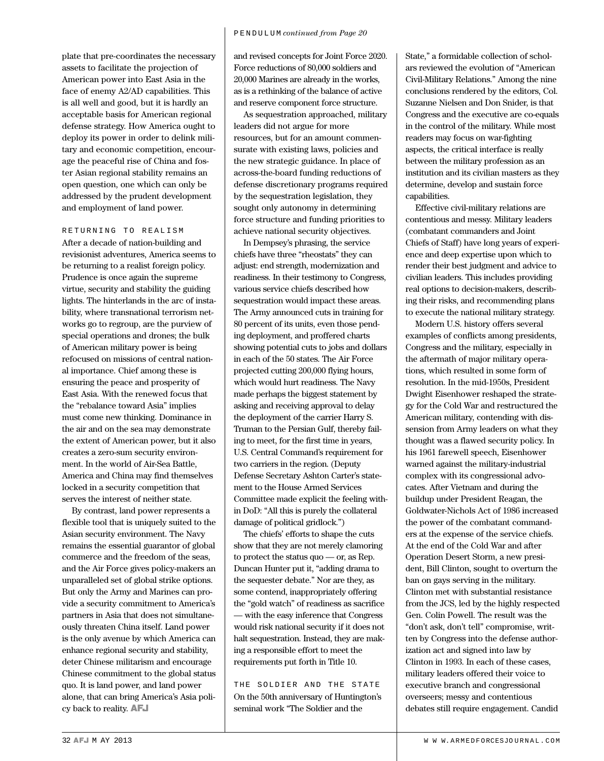plate that pre-coordinates the necessary assets to facilitate the projection of American power into East Asia in the face of enemy A2/AD capabilities. This is all well and good, but it is hardly an acceptable basis for American regional defense strategy. How America ought to deploy its power in order to delink military and economic competition, encourage the peaceful rise of China and foster Asian regional stability remains an open question, one which can only be addressed by the prudent development and employment of land power.

## RETURNING TO REALISM

After a decade of nation-building and revisionist adventures, America seems to be returning to a realist foreign policy. Prudence is once again the supreme virtue, security and stability the guiding lights. The hinterlands in the arc of instability, where transnational terrorism networks go to regroup, are the purview of special operations and drones; the bulk of American military power is being refocused on missions of central national importance. Chief among these is ensuring the peace and prosperity of East Asia. With the renewed focus that the "rebalance toward Asia" implies must come new thinking. Dominance in the air and on the sea may demonstrate the extent of American power, but it also creates a zero-sum security environment. In the world of Air-Sea Battle, America and China may find themselves locked in a security competition that serves the interest of neither state.

By contrast, land power represents a flexible tool that is uniquely suited to the Asian security environment. The Navy remains the essential guarantor of global commerce and the freedom of the seas, and the Air Force gives policy-makers an unparalleled set of global strike options. But only the Army and Marines can provide a security commitment to America's partners in Asia that does not simultaneously threaten China itself. Land power is the only avenue by which America can enhance regional security and stability, deter Chinese militarism and encourage Chinese commitment to the global status quo. It is land power, and land power alone, that can bring America's Asia policy back to reality. AFJ

PENDULUM *continued from Page 20*

and revised concepts for Joint Force 2020. Force reductions of 80,000 soldiers and 20,000 Marines are already in the works, as is a rethinking of the balance of active and reserve component force structure.

As sequestration approached, military leaders did not argue for more resources, but for an amount commensurate with existing laws, policies and the new strategic guidance. In place of across-the-board funding reductions of defense discretionary programs required by the sequestration legislation, they sought only autonomy in determining force structure and funding priorities to achieve national security objectives.

In Dempsey's phrasing, the service chiefs have three "rheostats" they can adjust: end strength, modernization and readiness. In their testimony to Congress, various service chiefs described how sequestration would impact these areas. The Army announced cuts in training for 80 percent of its units, even those pending deployment, and proffered charts showing potential cuts to jobs and dollars in each of the 50 states. The Air Force projected cutting 200,000 flying hours, which would hurt readiness. The Navy made perhaps the biggest statement by asking and receiving approval to delay the deployment of the carrier Harry S. Truman to the Persian Gulf, thereby failing to meet, for the first time in years, U.S. Central Command's requirement for two carriers in the region. (Deputy Defense Secretary Ashton Carter's statement to the House Armed Services Committee made explicit the feeling within DoD: "All this is purely the collateral damage of political gridlock.")

The chiefs' efforts to shape the cuts show that they are not merely clamoring to protect the status quo — or, as Rep. Duncan Hunter put it, "adding drama to the sequester debate." Nor are they, as some contend, inappropriately offering the "gold watch" of readiness as sacrifice — with the easy inference that Congress would risk national security if it does not halt sequestration. Instead, they are making a responsible effort to meet the requirements put forth in Title 10.

## THE SOLDIER AND THE STATE

On the 50th anniversary of Huntington's seminal work "The Soldier and the State," a formidable collection of scholars reviewed the evolution of "American Civil-Military Relations." Among the nine conclusions rendered by the editors, Col. Suzanne Nielsen and Don Snider, is that Congress and the executive are co-equals in the control of the military. While most readers may focus on war-fighting aspects, the critical interface is really between the military profession as an institution and its civilian masters as they determine, develop and sustain force capabilities.

Effective civil-military relations are contentious and messy. Military leaders (combatant commanders and Joint Chiefs of Staff) have long years of experience and deep expertise upon which to render their best judgment and advice to civilian leaders. This includes providing real options to decision-makers, describing their risks, and recommending plans to execute the national military strategy.

Modern U.S. history offers several examples of conflicts among presidents, Congress and the military, especially in the aftermath of major military operations, which resulted in some form of resolution. In the mid-1950s, President Dwight Eisenhower reshaped the strategy for the Cold War and restructured the American military, contending with dissension from Army leaders on what they thought was a flawed security policy. In his 1961 farewell speech, Eisenhower warned against the military-industrial complex with its congressional advocates. After Vietnam and during the buildup under President Reagan, the Goldwater-Nichols Act of 1986 increased the power of the combatant commanders at the expense of the service chiefs. At the end of the Cold War and after Operation Desert Storm, a new president, Bill Clinton, sought to overturn the ban on gays serving in the military. Clinton met with substantial resistance from the JCS, led by the highly respected Gen. Colin Powell. The result was the "don't ask, don't tell" compromise, written by Congress into the defense authorization act and signed into law by Clinton in 1993. In each of these cases, military leaders offered their voice to executive branch and congressional overseers; messy and contentious debates still require engagement. Candid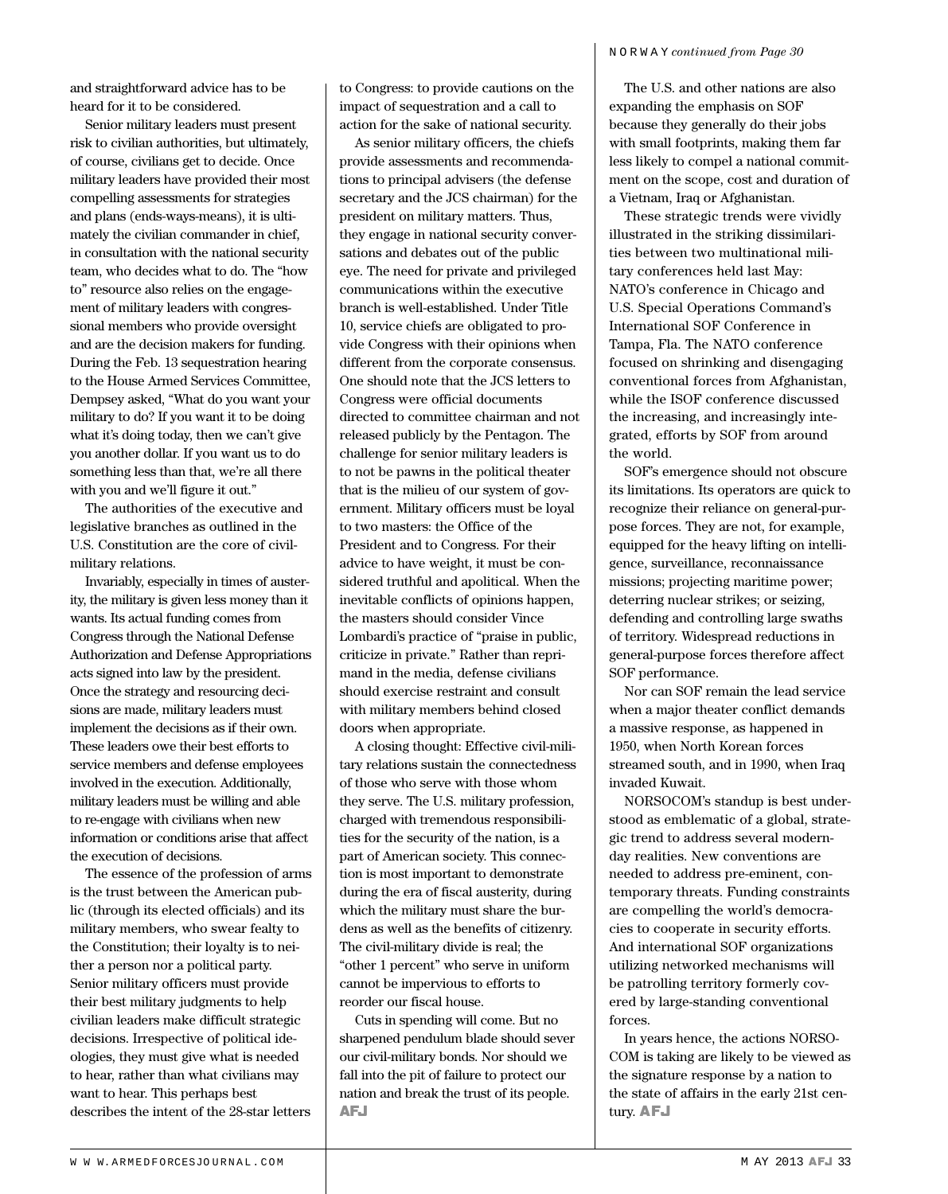and straightforward advice has to be heard for it to be considered.

Senior military leaders must present risk to civilian authorities, but ultimately, of course, civilians get to decide. Once military leaders have provided their most compelling assessments for strategies and plans (ends-ways-means), it is ultimately the civilian commander in chief, in consultation with the national security team, who decides what to do. The "how to" resource also relies on the engagement of military leaders with congressional members who provide oversight and are the decision makers for funding. During the Feb. 13 sequestration hearing to the House Armed Services Committee, Dempsey asked, "What do you want your military to do? If you want it to be doing what it's doing today, then we can't give you another dollar. If you want us to do something less than that, we're all there with you and we'll figure it out."

The authorities of the executive and legislative branches as outlined in the U.S. Constitution are the core of civil-military relations.

Invariably, especially in times of austerity, the military is given less money than it wants. Its actual funding comes from Congress through the National Defense Authorization and Defense Appropriations acts signed into law by the president. Once the strategy and resourcing decisions are made, military leaders must implement the decisions as if their own. These leaders owe their best efforts to service members and defense employees involved in the execution. Additionally, military leaders must be willing and able to re-engage with civilians when new information or conditions arise that affect the execution of decisions.

The essence of the profession of arms is the trust between the American public (through its elected officials) and its military members, who swear fealty to the Constitution; their loyalty is to neither a person nor a political party. Senior military officers must provide their best military judgments to help civilian leaders make difficult strategic decisions. Irrespective of political ideologies, they must give what is needed to hear, rather than what civilians may want to hear. This perhaps best describes the intent of the 28-star letters to Congress: to provide cautions on the impact of sequestration and a call to action for the sake of national security.

As senior military officers, the chiefs provide assessments and recommendations to principal advisers (the defense secretary and the JCS chairman) for the president on military matters. Thus, they engage in national security conversations and debates out of the public eye. The need for private and privileged communications within the executive branch is well-established. Under Title 10, service chiefs are obligated to provide Congress with their opinions when different from the corporate consensus. One should note that the JCS letters to Congress were official documents directed to committee chairman and not released publicly by the Pentagon. The challenge for senior military leaders is to not be pawns in the political theater that is the milieu of our system of government. Military officers must be loyal to two masters: the Office of the President and to Congress. For their advice to have weight, it must be considered truthful and apolitical. When the inevitable conflicts of opinions happen, the masters should consider Vince Lombardi's practice of "praise in public, criticize in private." Rather than reprimand in the media, defense civilians should exercise restraint and consult with military members behind closed doors when appropriate.

A closing thought: Effective civil-military relations sustain the connectedness of those who serve with those whom they serve. The U.S. military profession, charged with tremendous responsibilities for the security of the nation, is a part of American society. This connection is most important to demonstrate during the era of fiscal austerity, during which the military must share the burdens as well as the benefits of citizenry. The civil-military divide is real; the "other 1 percent" who serve in uniform cannot be impervious to efforts to reorder our fiscal house.

Cuts in spending will come. But no sharpened pendulum blade should sever our civil-military bonds. Nor should we fall into the pit of failure to protect our nation and break the trust of its people. **AFJ**

NORWAY *continued from Page 30*

The U.S. and other nations are also expanding the emphasis on SOF because they generally do their jobs with small footprints, making them far less likely to compel a national commitment on the scope, cost and duration of a Vietnam, Iraq or Afghanistan.

These strategic trends were vividly illustrated in the striking dissimilarities between two multinational military conferences held last May: NATO's conference in Chicago and U.S. Special Operations Command's International SOF Conference in Tampa, Fla. The NATO conference focused on shrinking and disengaging conventional forces from Afghanistan, while the ISOF conference discussed the increasing, and increasingly integrated, efforts by SOF from around the world.

SOF's emergence should not obscure its limitations. Its operators are quick to recognize their reliance on general-purpose forces. They are not, for example, equipped for the heavy lifting on intelligence, surveillance, reconnaissance missions; projecting maritime power; deterring nuclear strikes; or seizing, defending and controlling large swaths of territory. Widespread reductions in general-purpose forces therefore affect SOF performance.

Nor can SOF remain the lead service when a major theater conflict demands a massive response, as happened in 1950, when North Korean forces streamed south, and in 1990, when Iraq invaded Kuwait.

NORSOCOM's standup is best understood as emblematic of a global, strategic trend to address several modern-day realities. New conventions are needed to address pre-eminent, contemporary threats. Funding constraints are compelling the world's democracies to cooperate in security efforts. And international SOF organizations utilizing networked mechanisms will be patrolling territory formerly covered by large-standing conventional forces.

In years hence, the actions NORSOCOM is taking are likely to be viewed as the signature response by a nation to the state of affairs in the early 21st century. **AFJ**